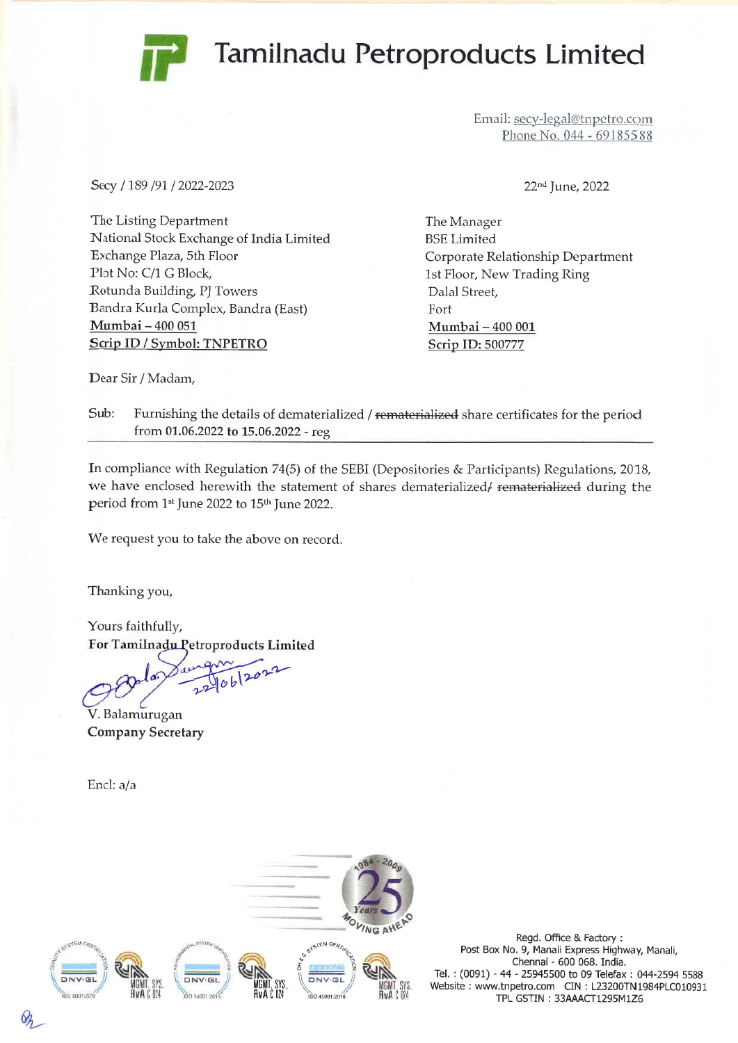# Tamilnadu Petroproducts Limited

Email: secy-legal@tnpetro.com
Phone No. 044 - 69185588

Secy / 189 /91 / 2022-2023

22[nd] June, 2022

The Listing Department
National Stock Exchange of India Limited
Exchange Plaza, 5th Floor
Plot No: C/1 G Block,
Rotunda Building, PJ Towers
Bandra Kurla Complex, Bandra (East)
**Mumbai – 400 051**
**Scrip ID / Symbol: TNPETRO**

The Manager
BSE Limited
Corporate Relationship Department
1st Floor, New Trading Ring
Dalal Street,
Fort
**Mumbai – 400 001**
**Scrip ID: 500777**

Dear Sir / Madam,

Sub: Furnishing the details of dematerialized / ~~rematerialized~~ share certificates for the period from **01.06.2022 to 15.06.2022** - reg

In compliance with Regulation 74(5) of the SEBI (Depositories & Participants) Regulations, 2018, we have enclosed herewith the statement of shares dematerialized/ ~~rematerialized~~ during the period from 1[st] June 2022 to 15[th] June 2022.

We request you to take the above on record.

Thanking you,

Yours faithfully,
**For Tamilnadu Petroproducts Limited**

22/06/2022

V. Balamurugan
**Company Secretary**

Encl: a/a

Regd. Office & Factory :
Post Box No. 9, Manali Express Highway, Manali,
Chennai - 600 068. India.
Tel. : (0091) - 44 - 25945500 to 09 Telefax : 044-2594 5588
Website : www.tnpetro.com CIN : L23200TN1984PLC010931
TPL GSTIN : 33AAACT1295M1Z6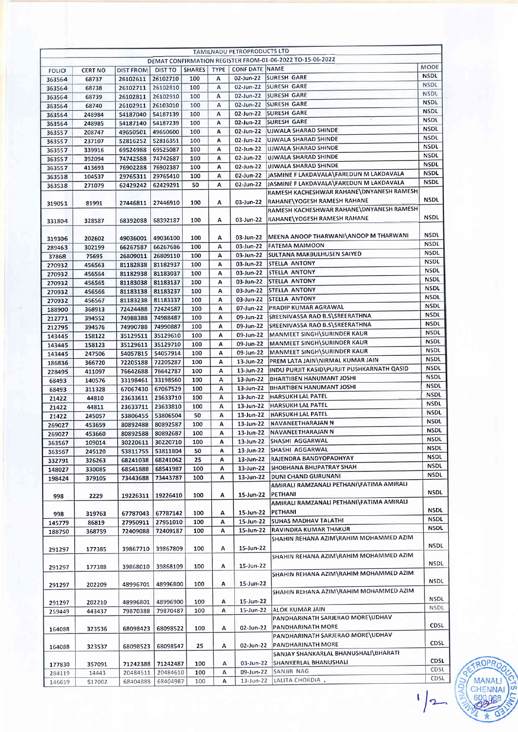| TAMILNADU PETROPRODUCTS LTD | | | | | | | | |
|---|---|---|---|---|---|---|---|---|
| DEMAT CONFIRMATION REGISTER FROM-01-06-2022 TO-15-06-2022 | | | | | | | | |
| FOLIO | CERT NO | DIST FROM | DIST TO | SHARES | TYPE | CONF DATE | NAME | MODE |
| 363564 | 68737 | 26102611 | 26102710 | 100 | A | 02-Jun-22 | SURESH GARE | NSDL |
| 363564 | 68738 | 26102711 | 26102810 | 100 | A | 02-Jun-22 | SURESH GARE | NSDL |
| 363564 | 68739 | 26102811 | 26102910 | 100 | A | 02-Jun-22 | SURESH GARE | NSDL |
| 363564 | 68740 | 26102911 | 26103010 | 100 | A | 02-Jun-22 | SURESH GARE | NSDL |
| 363564 | 248984 | 54187040 | 54187139 | 100 | A | 02-Jun-22 | SURESH GARE | NSDL |
| 363564 | 248985 | 54187140 | 54187239 | 100 | A | 02-Jun-22 | SURESH GARE | NSDL |
| 363557 | 208747 | 49650501 | 49650600 | 100 | A | 02-Jun-22 | UJWALA SHARAD SHINDE | NSDL |
| 363557 | 237107 | 52816252 | 52816351 | 100 | A | 02-Jun-22 | UJWALA SHARAD SHINDE | NSDL |
| 363557 | 339916 | 69524988 | 69525087 | 100 | A | 02-Jun-22 | UJWALA SHARAD SHINDE | NSDL |
| 363557 | 392094 | 74742588 | 74742687 | 100 | A | 02-Jun-22 | UJWALA SHARAD SHINDE | NSDL |
| 363557 | 413693 | 76902288 | 76902387 | 100 | A | 02-Jun-22 | UJWALA SHARAD SHINDE | NSDL |
| 363538 | 104537 | 29765311 | 29765410 | 100 | A | 02-Jun-22 | JASMINE F LAKDAVALA\FAREDUN M LAKDAVALA | NSDL |
| 363538 | 271079 | 62429242 | 62429291 | 50 | A | 02-Jun-22 | JASMINE F LAKDAVALA\FAREDUN M LAKDAVALA | NSDL |
| 319051 | 81991 | 27446811 | 27446910 | 100 | A | 03-Jun-22 | RAMESH KACHESHWAR RAHANE\DNYANESH RAMESH RAHANE\YOGESH RAMESH RAHANE | NSDL |
| 331804 | 328587 | 68392088 | 68392187 | 100 | A | 03-Jun-22 | RAMESH KACHESHWAR RAHANE\DNYANESH RAMESH RAHANE\YOGESH RAMESH RAHANE | NSDL |
| 319306 | 202602 | 49036001 | 49036100 | 100 | A | 03-Jun-22 | MEENA ANOOP THARWANI\ANOOP M THARWANI | NSDL |
| 289463 | 302199 | 66267587 | 66267686 | 100 | A | 03-Jun-22 | FATEMA MAIMOON | NSDL |
| 37868 | 75695 | 26809011 | 26809110 | 100 | A | 03-Jun-22 | SULTANA MAKBULHUSEN SAIYED | NSDL |
| 270932 | 456563 | 81182838 | 81182937 | 100 | A | 03-Jun-22 | STELLA ANTONY | NSDL |
| 270932 | 456564 | 81182938 | 81183037 | 100 | A | 03-Jun-22 | STELLA ANTONY | NSDL |
| 270932 | 456565 | 81183038 | 81183137 | 100 | A | 03-Jun-22 | STELLA ANTONY | NSDL |
| 270932 | 456566 | 81183138 | 81183237 | 100 | A | 03-Jun-22 | STELLA ANTONY | NSDL |
| 270932 | 456567 | 81183238 | 81183337 | 100 | A | 03-Jun-22 | STELLA ANTONY | NSDL |
| 188900 | 368913 | 72424488 | 72424587 | 100 | A | 07-Jun-22 | PRADIP KUMAR AGRAWAL | NSDL |
| 212771 | 394552 | 74988388 | 74988487 | 100 | A | 09-Jun-22 | SREENIVASSA RAO B.S\SREERATHNA | NSDL |
| 212795 | 394576 | 74990788 | 74990887 | 100 | A | 09-Jun-22 | SREENIVASSA RAO B.S\SREERATHNA | NSDL |
| 143445 | 158122 | 35129511 | 35129610 | 100 | A | 09-Jun-22 | MANMEET SINGH\SURINDER KAUR | NSDL |
| 143445 | 158123 | 35129611 | 35129710 | 100 | A | 09-Jun-22 | MANMEET SINGH\SURINDER KAUR | NSDL |
| 143445 | 247506 | 54057815 | 54057914 | 100 | A | 09-Jun-22 | MANMEET SINGH\SURINDER KAUR | NSDL |
| 186836 | 366720 | 72205188 | 72205287 | 100 | A | 13-Jun-22 | PREM LATA JAIN\NIRMAL KUMAR JAIN | NSDL |
| 228495 | 411097 | 76642688 | 76642787 | 100 | A | 13-Jun-22 | INDU PURJIT KASID\PURJIT PUSHKARNATH QASID | NSDL |
| 68493 | 140576 | 33198461 | 33198560 | 100 | A | 13-Jun-22 | BHARTIBEN HANUMANT JOSHI | NSDL |
| 68493 | 311328 | 67067430 | 67067529 | 100 | A | 13-Jun-22 | BHARTIBEN HANUMANT JOSHI | NSDL |
| 21422 | 44810 | 23633611 | 23633710 | 100 | A | 13-Jun-22 | HARSUKH LAL PATEL | NSDL |
| 21422 | 44811 | 23633711 | 23633810 | 100 | A | 13-Jun-22 | HARSUKH LAL PATEL | NSDL |
| 21422 | 245057 | 53806455 | 53806504 | 50 | A | 13-Jun-22 | HARSUKH LAL PATEL | NSDL |
| 269027 | 453659 | 80892488 | 80892587 | 100 | A | 13-Jun-22 | NAVANEETHARAJAN N | NSDL |
| 269027 | 453660 | 80892588 | 80892687 | 100 | A | 13-Jun-22 | NAVANEETHARAJAN N | NSDL |
| 363567 | 109014 | 30220611 | 30220710 | 100 | A | 13-Jun-22 | SHASHI AGGARWAL | NSDL |
| 363567 | 245120 | 53811755 | 53811804 | 50 | A | 13-Jun-22 | SHASHI AGGARWAL | NSDL |
| 332791 | 326263 | 68241038 | 68241062 | 25 | A | 13-Jun-22 | RAJENDRA BANDYOPADHYAY | NSDL |
| 148027 | 330085 | 68541888 | 68541987 | 100 | A | 13-Jun-22 | SHOBHANA BHUPATRAY SHAH | NSDL |
| 198424 | 379105 | 73443688 | 73443787 | 100 | A | 13-Jun-22 | DUNI CHAND GURUNANI | NSDL |
| 998 | 2229 | 19226311 | 19226410 | 100 | A | 15-Jun-22 | AMIRALI RAMZANALI PETHANI\FATIMA AMIRALI PETHANI | NSDL |
| 998 | 319763 | 67787043 | 67787142 | 100 | A | 15-Jun-22 | AMIRALI RAMZANALI PETHANI\FATIMA AMIRALI PETHANI | NSDL |
| 145779 | 86819 | 27950911 | 27951010 | 100 | A | 15-Jun-22 | SUHAS MADHAV TALATHI | NSDL |
| 188750 | 368759 | 72409088 | 72409187 | 100 | A | 15-Jun-22 | RAVINDRA KUMAR THAKUR | NSDL |
| 291297 | 177385 | 39867710 | 39867809 | 100 | A | 15-Jun-22 | SHAHIN REHANA AZIM\RAHIM MOHAMMED AZIM | NSDL |
| 291297 | 177388 | 39868010 | 39868109 | 100 | A | 15-Jun-22 | SHAHIN REHANA AZIM\RAHIM MOHAMMED AZIM | NSDL |
| 291297 | 202209 | 48996701 | 48996800 | 100 | A | 15-Jun-22 | SHAHIN REHANA AZIM\RAHIM MOHAMMED AZIM | NSDL |
| 291297 | 202210 | 48996801 | 48996900 | 100 | A | 15-Jun-22 | SHAHIN REHANA AZIM\RAHIM MOHAMMED AZIM | NSDL |
| 259449 | 443437 | 79870388 | 79870487 | 100 | A | 15-Jun-22 | ALOK KUMAR JAIN | NSDL |
| 164088 | 323536 | 68098423 | 68098522 | 100 | A | 02-Jun-22 | PANDHARINATH SARJERAO MORE\UDHAV PANDHARINATH MORE | CDSL |
| 164088 | 323537 | 68098523 | 68098547 | 25 | A | 02-Jun-22 | PANDHARINATH SARJERAO MORE\UDHAV PANDHARINATH MORE | CDSL |
| 177830 | 357091 | 71242388 | 71242487 | 100 | A | 03-Jun-22 | SANJAY SHANKARLAL BHANUSHALI\BHARATI SHANKERLAL BHANUSHALI | CDSL |
| 284119 | 14443 | 20484511 | 20484610 | 100 | A | 09-Jun-22 | SANJIB NAG | CDSL |
| 146659 | 517002 | 68404888 | 68404987 | 100 | A | 13-Jun-22 | LALITA CHORDIA . | CDSL |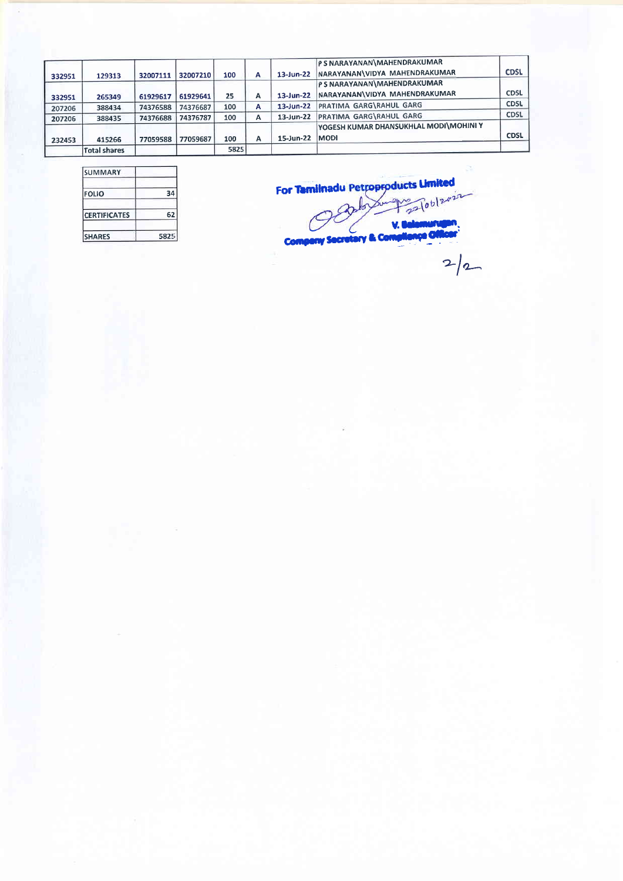| | | | | | | | | |
|---|---|---|---|---|---|---|---|---|
| 332951 | 129313 | 32007111 | 32007210 | 100 | A | 13-Jun-22 | P S NARAYANAN\MAHENDRAKUMAR NARAYANAN\VIDYA MAHENDRAKUMAR | CDSL |
| 332951 | 265349 | 61929617 | 61929641 | 25 | A | 13-Jun-22 | P S NARAYANAN\MAHENDRAKUMAR NARAYANAN\VIDYA MAHENDRAKUMAR | CDSL |
| 207206 | 388434 | 74376588 | 74376687 | 100 | A | 13-Jun-22 | PRATIMA GARG\RAHUL GARG | CDSL |
| 207206 | 388435 | 74376688 | 74376787 | 100 | A | 13-Jun-22 | PRATIMA GARG\RAHUL GARG | CDSL |
| 232453 | 415266 | 77059588 | 77059687 | 100 | A | 15-Jun-22 | YOGESH KUMAR DHANSUKHLAL MODI\MOHINI Y MODI | CDSL |
| | Total shares | | | 5825 | | | | |

| SUMMARY | |
|---|---|
| | |
| FOLIO | 34 |
| | |
| CERTIFICATES | 62 |
| | |
| SHARES | 5825 |

For Tamilnadu Petroproducts Limited

22/06/2022

V. Balamurugan

Company Secretary & Compliance Officer